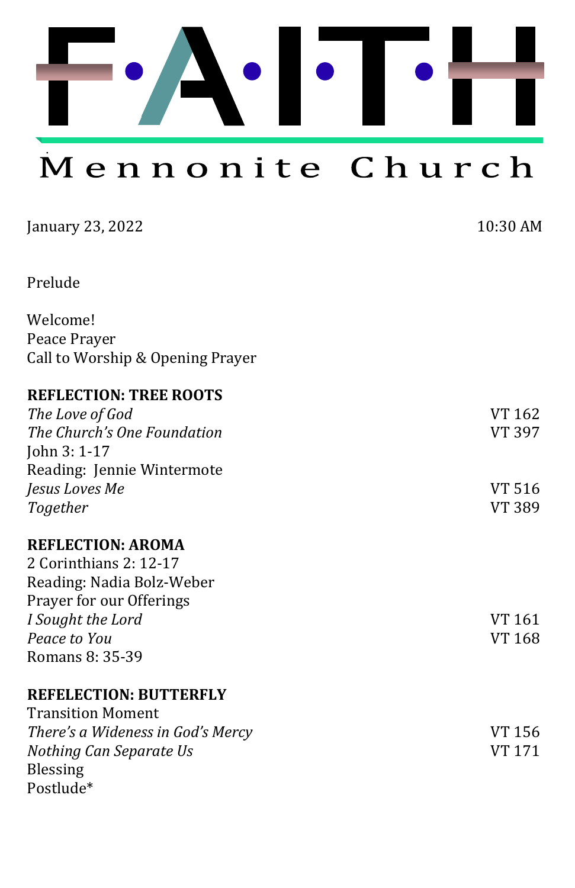# F·A·I·T·H

## Mennonite Church

January 23, 2022 | 10:30 AM

Prelude

Welcome!
Peace Prayer
Call to Worship & Opening Prayer

**REFLECTION: TREE ROOTS**

*The Love of God* VT 162
*The Church's One Foundation* VT 397
John 3: 1-17
Reading: Jennie Wintermote
*Jesus Loves Me* VT 516
*Together* VT 389

**REFLECTION: AROMA**

2 Corinthians 2: 12-17
Reading: Nadia Bolz-Weber
Prayer for our Offerings
*I Sought the Lord* VT 161
*Peace to You* VT 168
Romans 8: 35-39

**REFELECTION: BUTTERFLY**

Transition Moment
*There's a Wideness in God's Mercy* VT 156
*Nothing Can Separate Us* VT 171
Blessing
Postlude*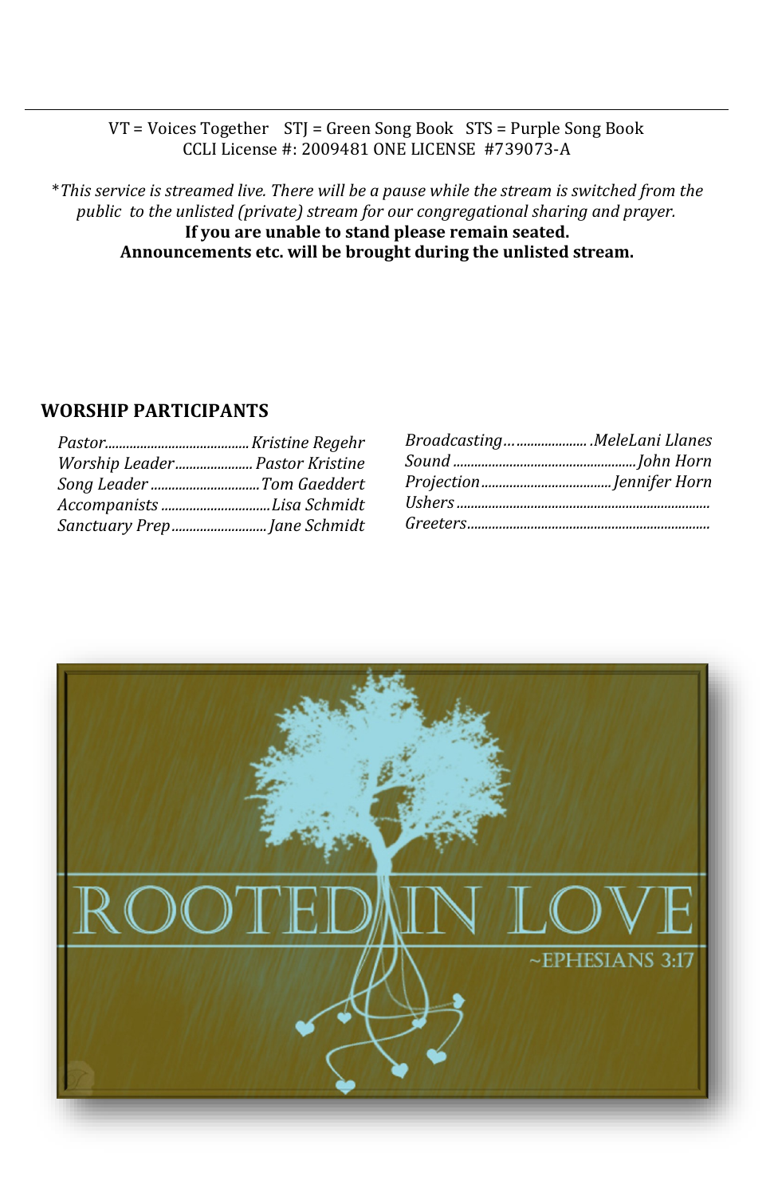VT = Voices Together   STJ = Green Song Book   STS = Purple Song Book
CCLI License #: 2009481 ONE LICENSE #739073-A

**\****This service is streamed live. There will be a pause while the stream is switched from the public to the unlisted (private) stream for our congregational sharing and prayer.*

**If you are unable to stand please remain seated.**

**Announcements etc. will be brought during the unlisted stream.**

## WORSHIP PARTICIPANTS

*Pastor* ........................................ *Kristine Regehr*
*Worship Leader* ..................... *Pastor Kristine*
*Song Leader* .............................. *Tom Gaeddert*
*Accompanists* .............................. *Lisa Schmidt*
*Sanctuary Prep* .......................... *Jane Schmidt*

*Broadcasting* ......................... *MeleLani Llanes*
*Sound* .................................................. *John Horn*
*Projection* .................................... *Jennifer Horn*
*Ushers* .......................................................................
*Greeters* ....................................................................

ROOTED IN LOVE
~EPHESIANS 3:17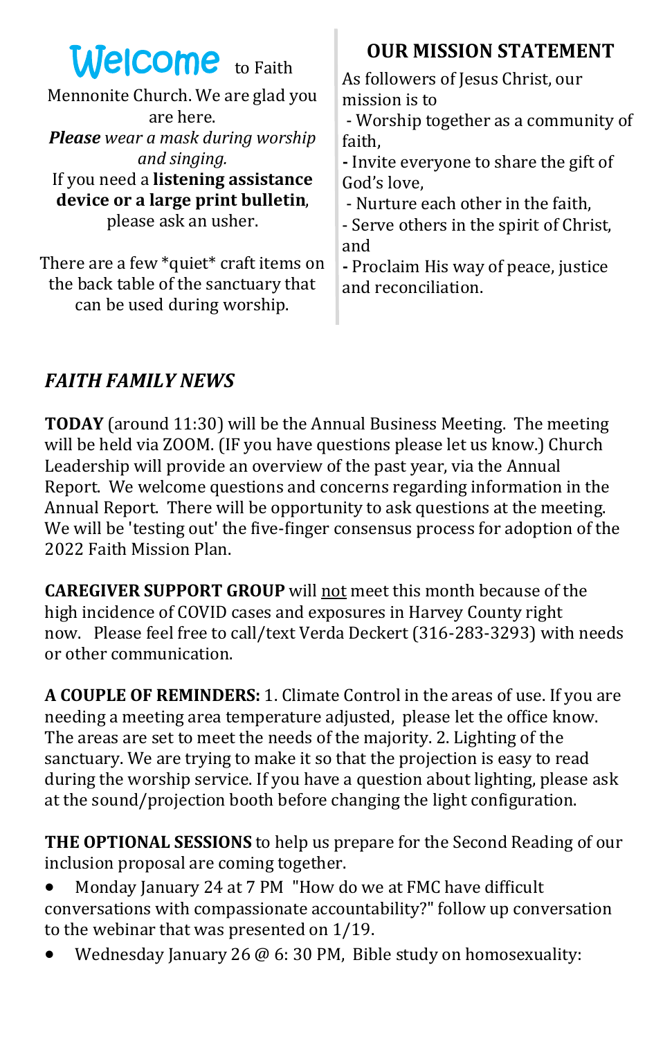**Welcome** to Faith Mennonite Church. We are glad you are here.

***Please** wear a mask during worship and singing.*

If you need a **listening assistance device or a large print bulletin**, please ask an usher.

There are a few *quiet* craft items on the back table of the sanctuary that can be used during worship.

## OUR MISSION STATEMENT

As followers of Jesus Christ, our mission is to

- Worship together as a community of faith,
- Invite everyone to share the gift of God's love,
- Nurture each other in the faith,
- Serve others in the spirit of Christ, and
- Proclaim His way of peace, justice and reconciliation.

## *FAITH FAMILY NEWS*

**TODAY** (around 11:30) will be the Annual Business Meeting. The meeting will be held via ZOOM. (IF you have questions please let us know.) Church Leadership will provide an overview of the past year, via the Annual Report. We welcome questions and concerns regarding information in the Annual Report. There will be opportunity to ask questions at the meeting. We will be 'testing out' the five-finger consensus process for adoption of the 2022 Faith Mission Plan.

**CAREGIVER SUPPORT GROUP** will not meet this month because of the high incidence of COVID cases and exposures in Harvey County right now. Please feel free to call/text Verda Deckert (316-283-3293) with needs or other communication.

**A COUPLE OF REMINDERS:** 1. Climate Control in the areas of use. If you are needing a meeting area temperature adjusted, please let the office know. The areas are set to meet the needs of the majority. 2. Lighting of the sanctuary. We are trying to make it so that the projection is easy to read during the worship service. If you have a question about lighting, please ask at the sound/projection booth before changing the light configuration.

**THE OPTIONAL SESSIONS** to help us prepare for the Second Reading of our inclusion proposal are coming together.

- Monday January 24 at 7 PM "How do we at FMC have difficult conversations with compassionate accountability?" follow up conversation to the webinar that was presented on 1/19.
- Wednesday January 26 @ 6: 30 PM, Bible study on homosexuality: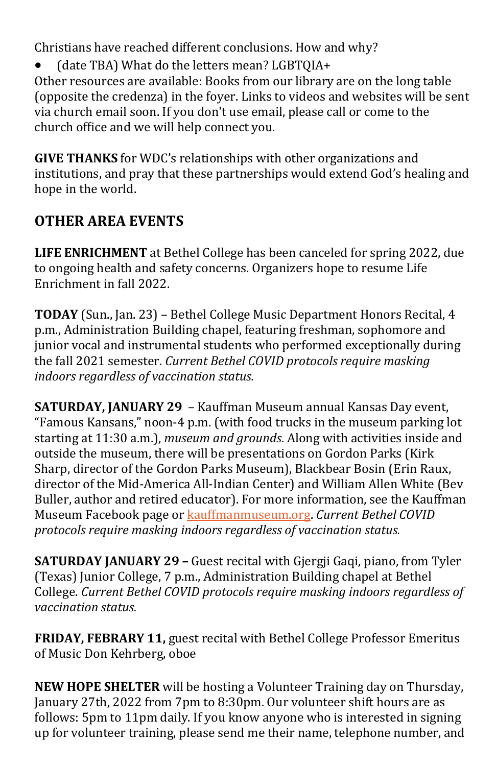Christians have reached different conclusions. How and why?

- (date TBA) What do the letters mean? LGBTQIA+

Other resources are available: Books from our library are on the long table (opposite the credenza) in the foyer. Links to videos and websites will be sent via church email soon. If you don't use email, please call or come to the church office and we will help connect you.

**GIVE THANKS** for WDC's relationships with other organizations and institutions, and pray that these partnerships would extend God's healing and hope in the world.

## OTHER AREA EVENTS

**LIFE ENRICHMENT** at Bethel College has been canceled for spring 2022, due to ongoing health and safety concerns. Organizers hope to resume Life Enrichment in fall 2022.

**TODAY** (Sun., Jan. 23) – Bethel College Music Department Honors Recital, 4 p.m., Administration Building chapel, featuring freshman, sophomore and junior vocal and instrumental students who performed exceptionally during the fall 2021 semester. *Current Bethel COVID protocols require masking indoors regardless of vaccination status.*

**SATURDAY, JANUARY 29** – Kauffman Museum annual Kansas Day event, "Famous Kansans," noon-4 p.m. (with food trucks in the museum parking lot starting at 11:30 a.m.), *museum and grounds*. Along with activities inside and outside the museum, there will be presentations on Gordon Parks (Kirk Sharp, director of the Gordon Parks Museum), Blackbear Bosin (Erin Raux, director of the Mid-America All-Indian Center) and William Allen White (Bev Buller, author and retired educator). For more information, see the Kauffman Museum Facebook page or kauffmanmuseum.org. *Current Bethel COVID protocols require masking indoors regardless of vaccination status.*

**SATURDAY JANUARY 29 –** Guest recital with Gjergji Gaqi, piano, from Tyler (Texas) Junior College, 7 p.m., Administration Building chapel at Bethel College. *Current Bethel COVID protocols require masking indoors regardless of vaccination status.*

**FRIDAY, FEBRARY 11,** guest recital with Bethel College Professor Emeritus of Music Don Kehrberg, oboe

**NEW HOPE SHELTER** will be hosting a Volunteer Training day on Thursday, January 27th, 2022 from 7pm to 8:30pm. Our volunteer shift hours are as follows: 5pm to 11pm daily. If you know anyone who is interested in signing up for volunteer training, please send me their name, telephone number, and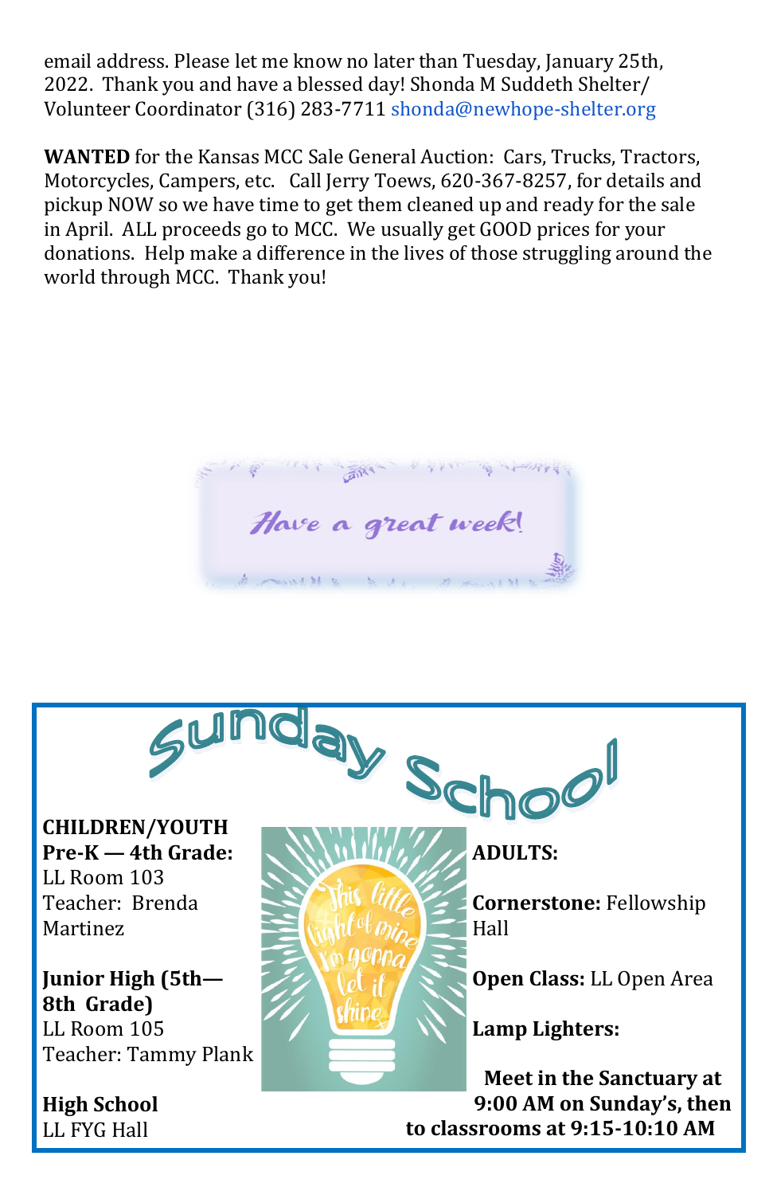email address. Please let me know no later than Tuesday, January 25th, 2022. Thank you and have a blessed day! Shonda M Suddeth Shelter/ Volunteer Coordinator (316) 283-7711 shonda@newhope-shelter.org

**WANTED** for the Kansas MCC Sale General Auction: Cars, Trucks, Tractors, Motorcycles, Campers, etc. Call Jerry Toews, 620-367-8257, for details and pickup NOW so we have time to get them cleaned up and ready for the sale in April. ALL proceeds go to MCC. We usually get GOOD prices for your donations. Help make a difference in the lives of those struggling around the world through MCC. Thank you!

*Have a great week!*

# Sunday School

**CHILDREN/YOUTH**

**Pre-K — 4th Grade:**
LL Room 103
Teacher: Brenda Martinez

**Junior High (5th—8th Grade)**
LL Room 105
Teacher: Tammy Plank

**High School**
LL FYG Hall

This little light of mine I'm gonna let it shine

**ADULTS:**

**Cornerstone:** Fellowship Hall

**Open Class:** LL Open Area

**Lamp Lighters:**

**Meet in the Sanctuary at 9:00 AM on Sunday's, then to classrooms at 9:15-10:10 AM**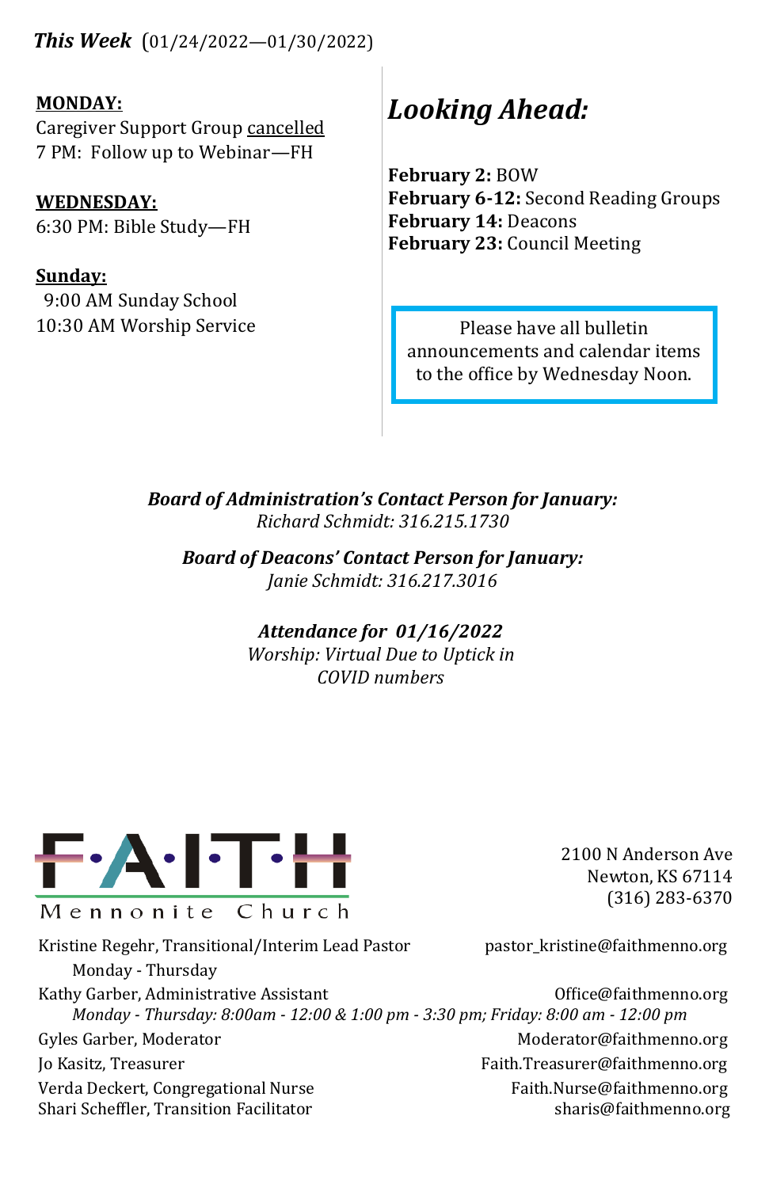***This Week*** (01/24/2022—01/30/2022)

**MONDAY:**
Caregiver Support Group cancelled
7 PM: Follow up to Webinar—FH

**WEDNESDAY:**
6:30 PM: Bible Study—FH

**Sunday:**
9:00 AM Sunday School
10:30 AM Worship Service

## *Looking Ahead:*

**February 2:** BOW
**February 6-12:** Second Reading Groups
**February 14:** Deacons
**February 23:** Council Meeting

Please have all bulletin announcements and calendar items to the office by Wednesday Noon.

***Board of Administration's Contact Person for January:***
*Richard Schmidt: 316.215.1730*

***Board of Deacons' Contact Person for January:***
*Janie Schmidt: 316.217.3016*

***Attendance for 01/16/2022***
*Worship: Virtual Due to Uptick in COVID numbers*

FAITH Mennonite Church

2100 N Anderson Ave
Newton, KS 67114
(316) 283-6370

Kristine Regehr, Transitional/Interim Lead Pastor — pastor_kristine@faithmenno.org
Monday - Thursday
Kathy Garber, Administrative Assistant — Office@faithmenno.org
*Monday - Thursday: 8:00am - 12:00 & 1:00 pm - 3:30 pm; Friday: 8:00 am - 12:00 pm*
Gyles Garber, Moderator — Moderator@faithmenno.org
Jo Kasitz, Treasurer — Faith.Treasurer@faithmenno.org
Verda Deckert, Congregational Nurse — Faith.Nurse@faithmenno.org
Shari Scheffler, Transition Facilitator — sharis@faithmenno.org